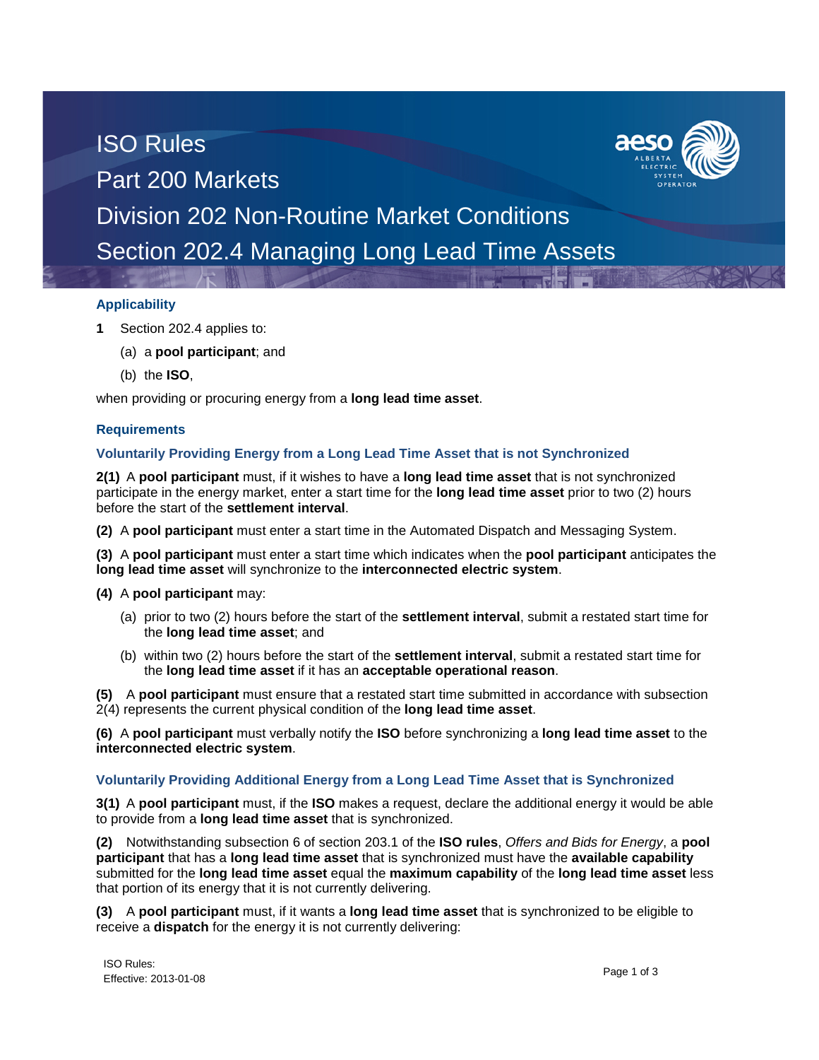# ISO Rules
# Part 200 Markets
# Division 202 Non-Routine Market Conditions
# Section 202.4 Managing Long Lead Time Assets

## Applicability

**1** Section 202.4 applies to:

(a) a **pool participant**; and

(b) the **ISO**,

when providing or procuring energy from a **long lead time asset**.

## Requirements

### Voluntarily Providing Energy from a Long Lead Time Asset that is not Synchronized

**2(1)** A **pool participant** must, if it wishes to have a **long lead time asset** that is not synchronized participate in the energy market, enter a start time for the **long lead time asset** prior to two (2) hours before the start of the **settlement interval**.

**(2)** A **pool participant** must enter a start time in the Automated Dispatch and Messaging System.

**(3)** A **pool participant** must enter a start time which indicates when the **pool participant** anticipates the **long lead time asset** will synchronize to the **interconnected electric system**.

**(4)** A **pool participant** may:

(a) prior to two (2) hours before the start of the **settlement interval**, submit a restated start time for the **long lead time asset**; and

(b) within two (2) hours before the start of the **settlement interval**, submit a restated start time for the **long lead time asset** if it has an **acceptable operational reason**.

**(5)** A **pool participant** must ensure that a restated start time submitted in accordance with subsection 2(4) represents the current physical condition of the **long lead time asset**.

**(6)** A **pool participant** must verbally notify the **ISO** before synchronizing a **long lead time asset** to the **interconnected electric system**.

### Voluntarily Providing Additional Energy from a Long Lead Time Asset that is Synchronized

**3(1)** A **pool participant** must, if the **ISO** makes a request, declare the additional energy it would be able to provide from a **long lead time asset** that is synchronized.

**(2)** Notwithstanding subsection 6 of section 203.1 of the **ISO rules**, *Offers and Bids for Energy*, a **pool participant** that has a **long lead time asset** that is synchronized must have the **available capability** submitted for the **long lead time asset** equal the **maximum capability** of the **long lead time asset** less that portion of its energy that it is not currently delivering.

**(3)** A **pool participant** must, if it wants a **long lead time asset** that is synchronized to be eligible to receive a **dispatch** for the energy it is not currently delivering: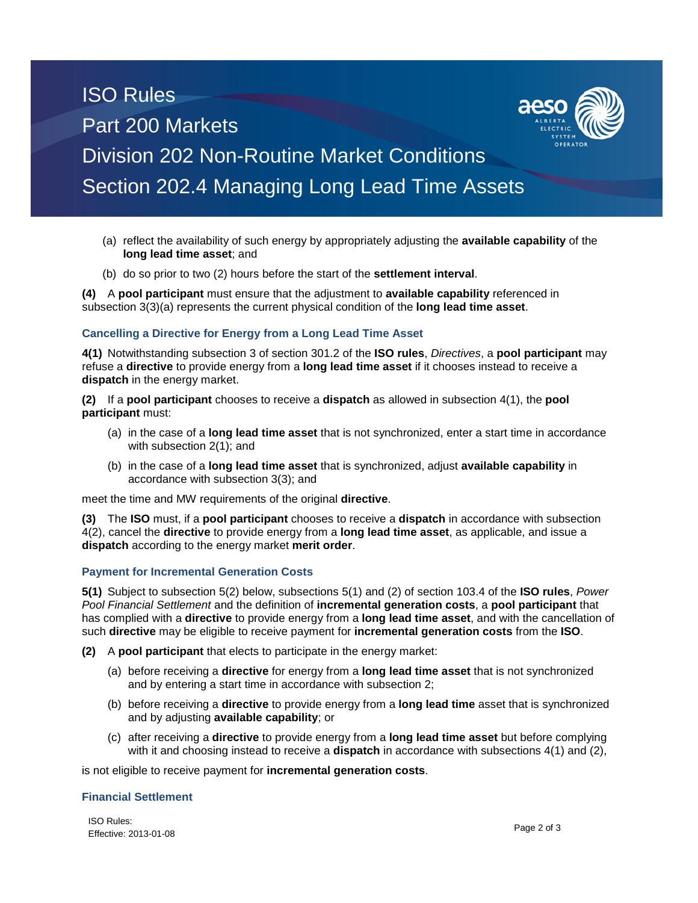(a) reflect the availability of such energy by appropriately adjusting the **available capability** of the **long lead time asset**; and

(b) do so prior to two (2) hours before the start of the **settlement interval**.

**(4)** A **pool participant** must ensure that the adjustment to **available capability** referenced in subsection 3(3)(a) represents the current physical condition of the **long lead time asset**.

### Cancelling a Directive for Energy from a Long Lead Time Asset

**4(1)** Notwithstanding subsection 3 of section 301.2 of the **ISO rules**, *Directives*, a **pool participant** may refuse a **directive** to provide energy from a **long lead time asset** if it chooses instead to receive a **dispatch** in the energy market.

**(2)** If a **pool participant** chooses to receive a **dispatch** as allowed in subsection 4(1), the **pool participant** must:

(a) in the case of a **long lead time asset** that is not synchronized, enter a start time in accordance with subsection 2(1); and

(b) in the case of a **long lead time asset** that is synchronized, adjust **available capability** in accordance with subsection 3(3); and

meet the time and MW requirements of the original **directive**.

**(3)** The **ISO** must, if a **pool participant** chooses to receive a **dispatch** in accordance with subsection 4(2), cancel the **directive** to provide energy from a **long lead time asset**, as applicable, and issue a **dispatch** according to the energy market **merit order**.

### Payment for Incremental Generation Costs

**5(1)** Subject to subsection 5(2) below, subsections 5(1) and (2) of section 103.4 of the **ISO rules**, *Power Pool Financial Settlement* and the definition of **incremental generation costs**, a **pool participant** that has complied with a **directive** to provide energy from a **long lead time asset**, and with the cancellation of such **directive** may be eligible to receive payment for **incremental generation costs** from the **ISO**.

**(2)** A **pool participant** that elects to participate in the energy market:

(a) before receiving a **directive** for energy from a **long lead time asset** that is not synchronized and by entering a start time in accordance with subsection 2;

(b) before receiving a **directive** to provide energy from a **long lead time** asset that is synchronized and by adjusting **available capability**; or

(c) after receiving a **directive** to provide energy from a **long lead time asset** but before complying with it and choosing instead to receive a **dispatch** in accordance with subsections 4(1) and (2),

is not eligible to receive payment for **incremental generation costs**.

### Financial Settlement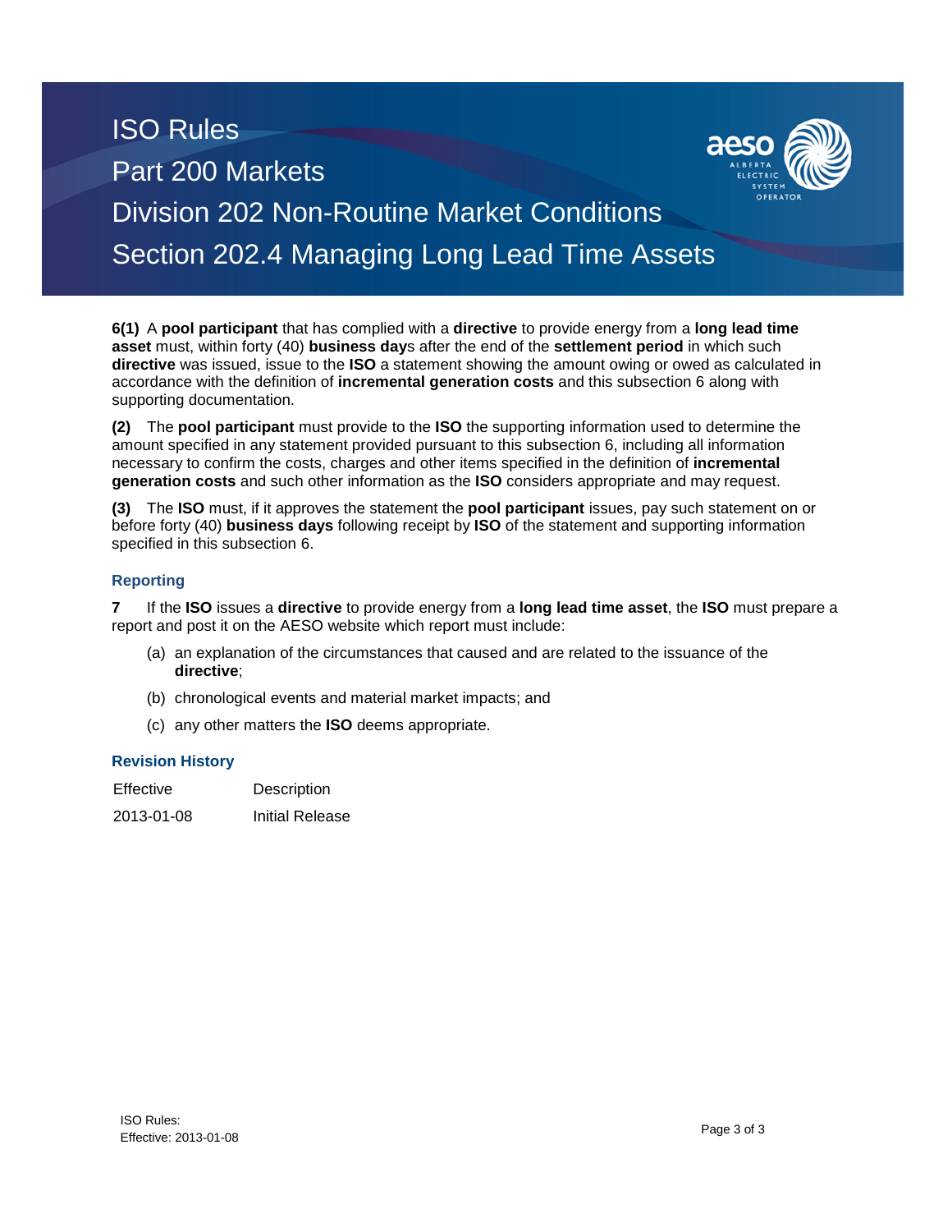**6(1)** A **pool participant** that has complied with a **directive** to provide energy from a **long lead time asset** must, within forty (40) **business day**s after the end of the **settlement period** in which such **directive** was issued, issue to the **ISO** a statement showing the amount owing or owed as calculated in accordance with the definition of **incremental generation costs** and this subsection 6 along with supporting documentation.

**(2)** The **pool participant** must provide to the **ISO** the supporting information used to determine the amount specified in any statement provided pursuant to this subsection 6, including all information necessary to confirm the costs, charges and other items specified in the definition of **incremental generation costs** and such other information as the **ISO** considers appropriate and may request.

**(3)** The **ISO** must, if it approves the statement the **pool participant** issues, pay such statement on or before forty (40) **business days** following receipt by **ISO** of the statement and supporting information specified in this subsection 6.

### Reporting

**7** If the **ISO** issues a **directive** to provide energy from a **long lead time asset**, the **ISO** must prepare a report and post it on the AESO website which report must include:

(a) an explanation of the circumstances that caused and are related to the issuance of the **directive**;

(b) chronological events and material market impacts; and

(c) any other matters the **ISO** deems appropriate.

### Revision History

| Effective | Description |
|---|---|
| 2013-01-08 | Initial Release |